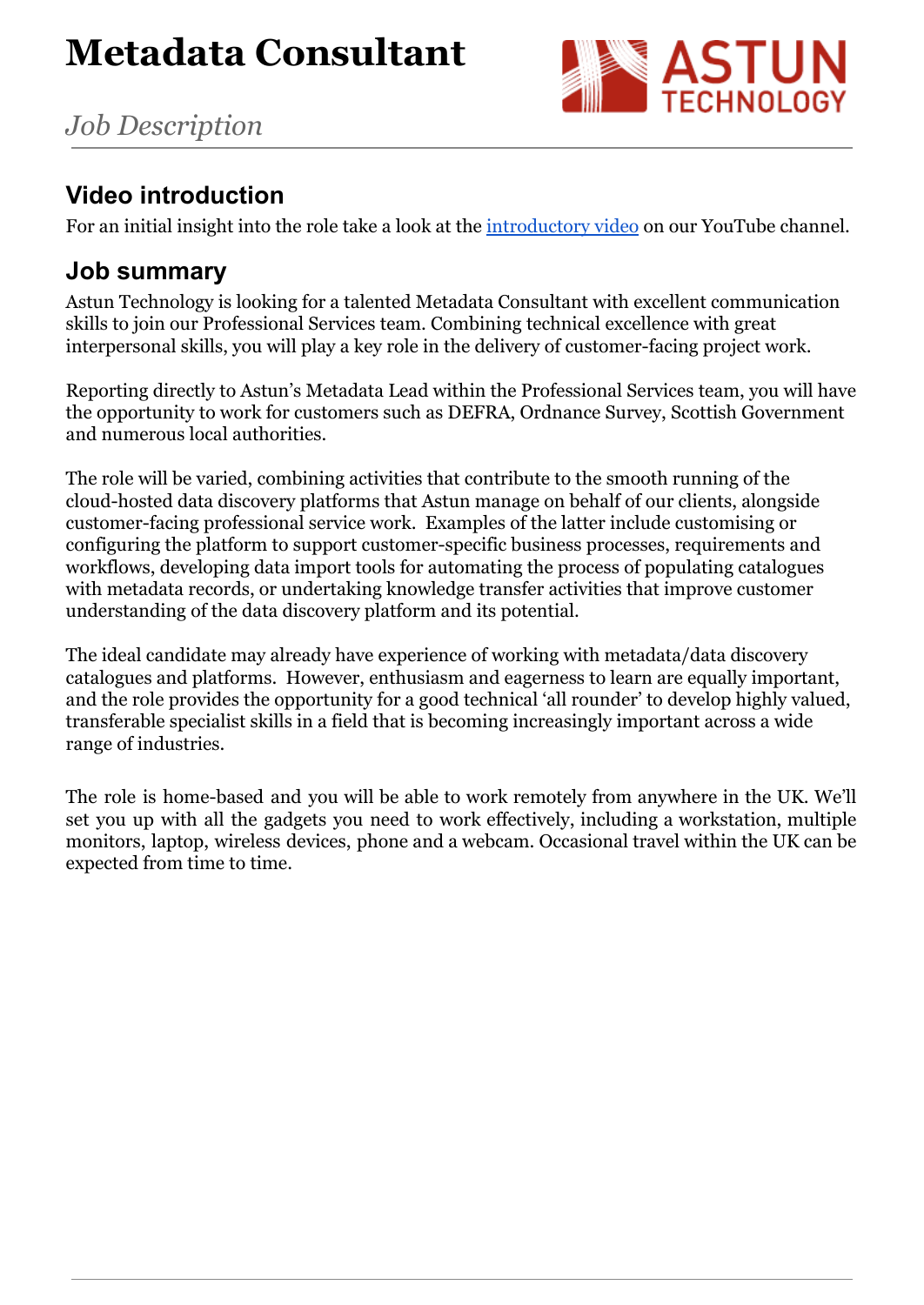# Metadata Consultant

*Job Description*

## Video introduction

For an initial insight into the role take a look at the [introductory video] on our YouTube channel.

## Job summary

Astun Technology is looking for a talented Metadata Consultant with excellent communication skills to join our Professional Services team. Combining technical excellence with great interpersonal skills, you will play a key role in the delivery of customer-facing project work.

Reporting directly to Astun's Metadata Lead within the Professional Services team, you will have the opportunity to work for customers such as DEFRA, Ordnance Survey, Scottish Government and numerous local authorities.

The role will be varied, combining activities that contribute to the smooth running of the cloud-hosted data discovery platforms that Astun manage on behalf of our clients, alongside customer-facing professional service work. Examples of the latter include customising or configuring the platform to support customer-specific business processes, requirements and workflows, developing data import tools for automating the process of populating catalogues with metadata records, or undertaking knowledge transfer activities that improve customer understanding of the data discovery platform and its potential.

The ideal candidate may already have experience of working with metadata/data discovery catalogues and platforms. However, enthusiasm and eagerness to learn are equally important, and the role provides the opportunity for a good technical 'all rounder' to develop highly valued, transferable specialist skills in a field that is becoming increasingly important across a wide range of industries.

The role is home-based and you will be able to work remotely from anywhere in the UK. We'll set you up with all the gadgets you need to work effectively, including a workstation, multiple monitors, laptop, wireless devices, phone and a webcam. Occasional travel within the UK can be expected from time to time.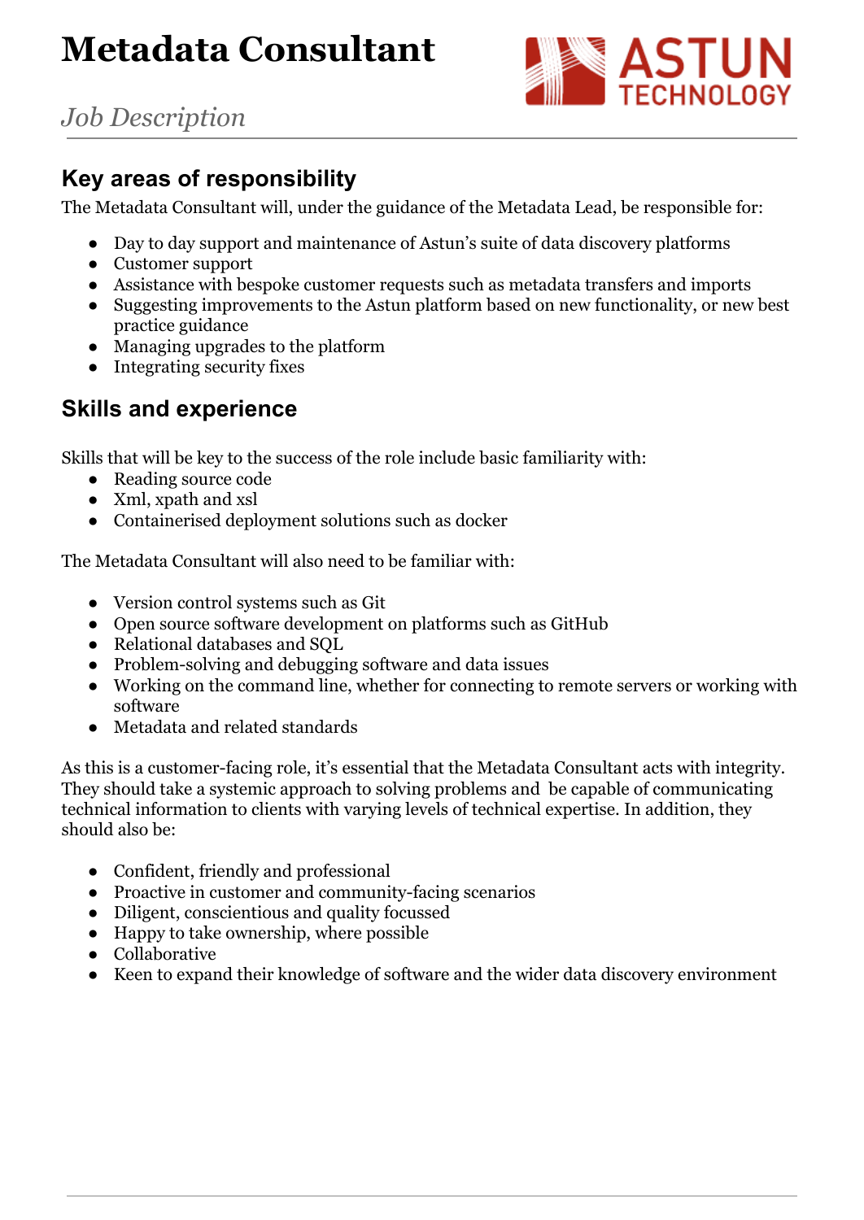# Metadata Consultant

*Job Description*

## Key areas of responsibility

The Metadata Consultant will, under the guidance of the Metadata Lead, be responsible for:

- Day to day support and maintenance of Astun's suite of data discovery platforms
- Customer support
- Assistance with bespoke customer requests such as metadata transfers and imports
- Suggesting improvements to the Astun platform based on new functionality, or new best practice guidance
- Managing upgrades to the platform
- Integrating security fixes

## Skills and experience

Skills that will be key to the success of the role include basic familiarity with:

- Reading source code
- Xml, xpath and xsl
- Containerised deployment solutions such as docker

The Metadata Consultant will also need to be familiar with:

- Version control systems such as Git
- Open source software development on platforms such as GitHub
- Relational databases and SQL
- Problem-solving and debugging software and data issues
- Working on the command line, whether for connecting to remote servers or working with software
- Metadata and related standards

As this is a customer-facing role, it's essential that the Metadata Consultant acts with integrity. They should take a systemic approach to solving problems and be capable of communicating technical information to clients with varying levels of technical expertise. In addition, they should also be:

- Confident, friendly and professional
- Proactive in customer and community-facing scenarios
- Diligent, conscientious and quality focussed
- Happy to take ownership, where possible
- Collaborative
- Keen to expand their knowledge of software and the wider data discovery environment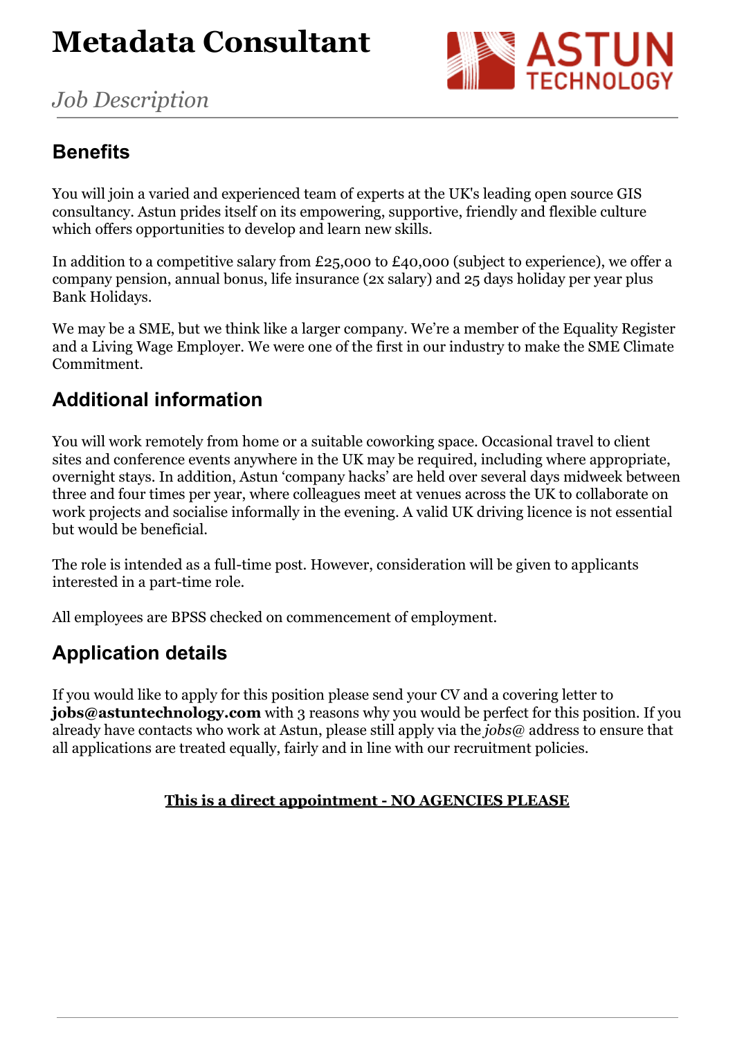# Metadata Consultant

*Job Description*

## Benefits

You will join a varied and experienced team of experts at the UK's leading open source GIS consultancy. Astun prides itself on its empowering, supportive, friendly and flexible culture which offers opportunities to develop and learn new skills.

In addition to a competitive salary from £25,000 to £40,000 (subject to experience), we offer a company pension, annual bonus, life insurance (2x salary) and 25 days holiday per year plus Bank Holidays.

We may be a SME, but we think like a larger company. We're a member of the Equality Register and a Living Wage Employer. We were one of the first in our industry to make the SME Climate Commitment.

## Additional information

You will work remotely from home or a suitable coworking space. Occasional travel to client sites and conference events anywhere in the UK may be required, including where appropriate, overnight stays. In addition, Astun 'company hacks' are held over several days midweek between three and four times per year, where colleagues meet at venues across the UK to collaborate on work projects and socialise informally in the evening. A valid UK driving licence is not essential but would be beneficial.

The role is intended as a full-time post. However, consideration will be given to applicants interested in a part-time role.

All employees are BPSS checked on commencement of employment.

## Application details

If you would like to apply for this position please send your CV and a covering letter to **jobs@astuntechnology.com** with 3 reasons why you would be perfect for this position. If you already have contacts who work at Astun, please still apply via the *jobs@* address to ensure that all applications are treated equally, fairly and in line with our recruitment policies.

**This is a direct appointment - NO AGENCIES PLEASE**